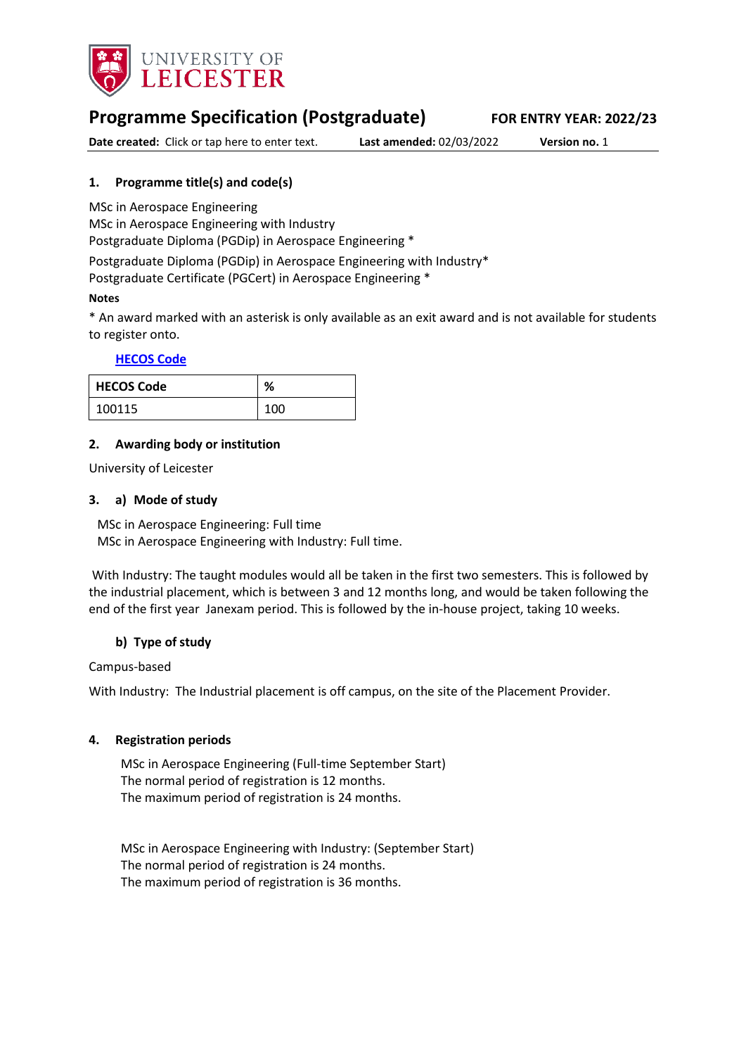UNIVERSITY OF LEICESTER

# Programme Specification (Postgraduate)

**FOR ENTRY YEAR: 2022/23**

**Date created:** Click or tap here to enter text. **Last amended:** 02/03/2022 **Version no.** 1

## 1. Programme title(s) and code(s)

MSc in Aerospace Engineering
MSc in Aerospace Engineering with Industry
Postgraduate Diploma (PGDip) in Aerospace Engineering *
Postgraduate Diploma (PGDip) in Aerospace Engineering with Industry*
Postgraduate Certificate (PGCert) in Aerospace Engineering *

**Notes**

* An award marked with an asterisk is only available as an exit award and is not available for students to register onto.

**HECOS Code**

| HECOS Code | % |
|---|---|
| 100115 | 100 |

## 2. Awarding body or institution

University of Leicester

## 3. a) Mode of study

MSc in Aerospace Engineering: Full time
MSc in Aerospace Engineering with Industry: Full time.

With Industry: The taught modules would all be taken in the first two semesters. This is followed by the industrial placement, which is between 3 and 12 months long, and would be taken following the end of the first year Janexam period. This is followed by the in-house project, taking 10 weeks.

### b) Type of study

Campus-based

With Industry: The Industrial placement is off campus, on the site of the Placement Provider.

## 4. Registration periods

MSc in Aerospace Engineering (Full-time September Start)
The normal period of registration is 12 months.
The maximum period of registration is 24 months.

MSc in Aerospace Engineering with Industry: (September Start)
The normal period of registration is 24 months.
The maximum period of registration is 36 months.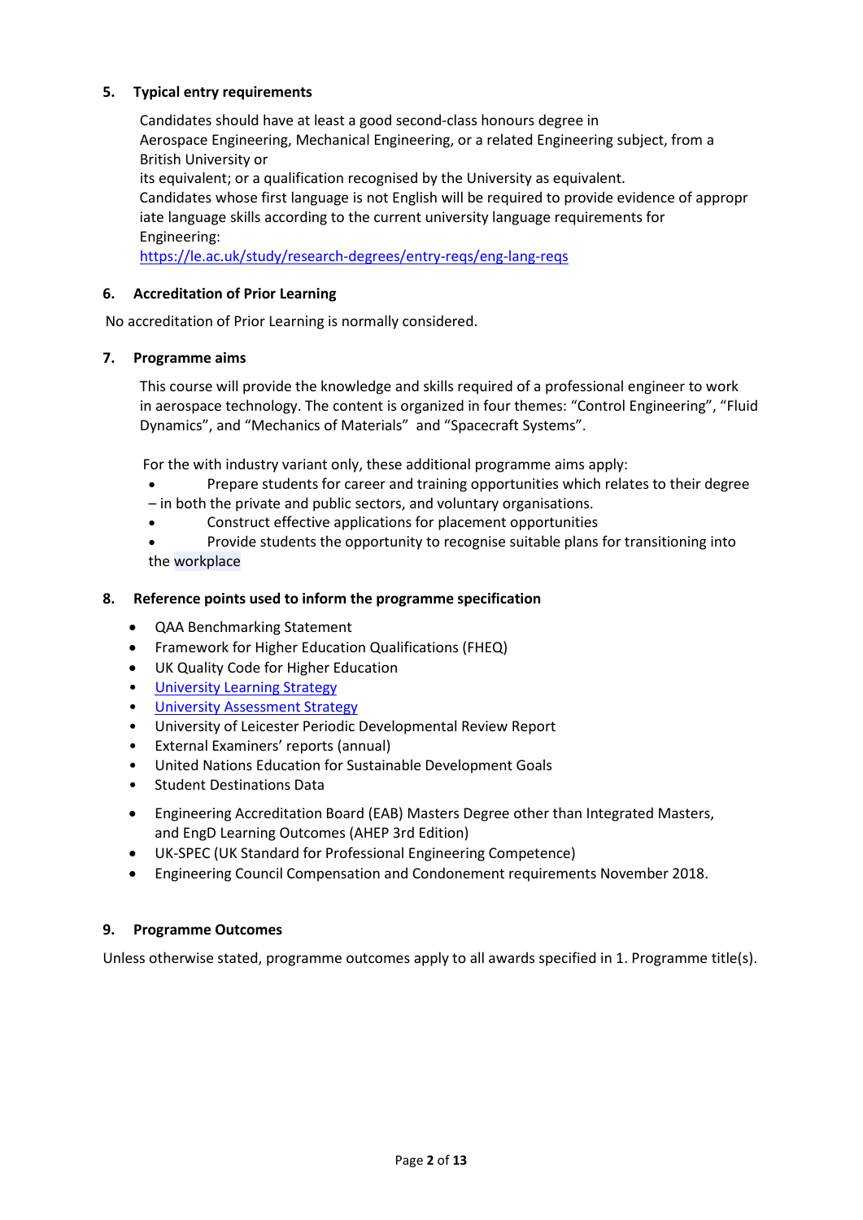### 5. Typical entry requirements

Candidates should have at least a good second-class honours degree in Aerospace Engineering, Mechanical Engineering, or a related Engineering subject, from a British University or its equivalent; or a qualification recognised by the University as equivalent. Candidates whose first language is not English will be required to provide evidence of appropriate language skills according to the current university language requirements for Engineering: https://le.ac.uk/study/research-degrees/entry-reqs/eng-lang-reqs

### 6. Accreditation of Prior Learning

No accreditation of Prior Learning is normally considered.

### 7. Programme aims

This course will provide the knowledge and skills required of a professional engineer to work in aerospace technology. The content is organized in four themes: "Control Engineering", "Fluid Dynamics", and "Mechanics of Materials" and "Spacecraft Systems".

For the with industry variant only, these additional programme aims apply:

- Prepare students for career and training opportunities which relates to their degree – in both the private and public sectors, and voluntary organisations.
- Construct effective applications for placement opportunities
- Provide students the opportunity to recognise suitable plans for transitioning into the workplace

### 8. Reference points used to inform the programme specification

- QAA Benchmarking Statement
- Framework for Higher Education Qualifications (FHEQ)
- UK Quality Code for Higher Education
- University Learning Strategy
- University Assessment Strategy
- University of Leicester Periodic Developmental Review Report
- External Examiners' reports (annual)
- United Nations Education for Sustainable Development Goals
- Student Destinations Data
- Engineering Accreditation Board (EAB) Masters Degree other than Integrated Masters, and EngD Learning Outcomes (AHEP 3rd Edition)
- UK-SPEC (UK Standard for Professional Engineering Competence)
- Engineering Council Compensation and Condonement requirements November 2018.

### 9. Programme Outcomes

Unless otherwise stated, programme outcomes apply to all awards specified in 1. Programme title(s).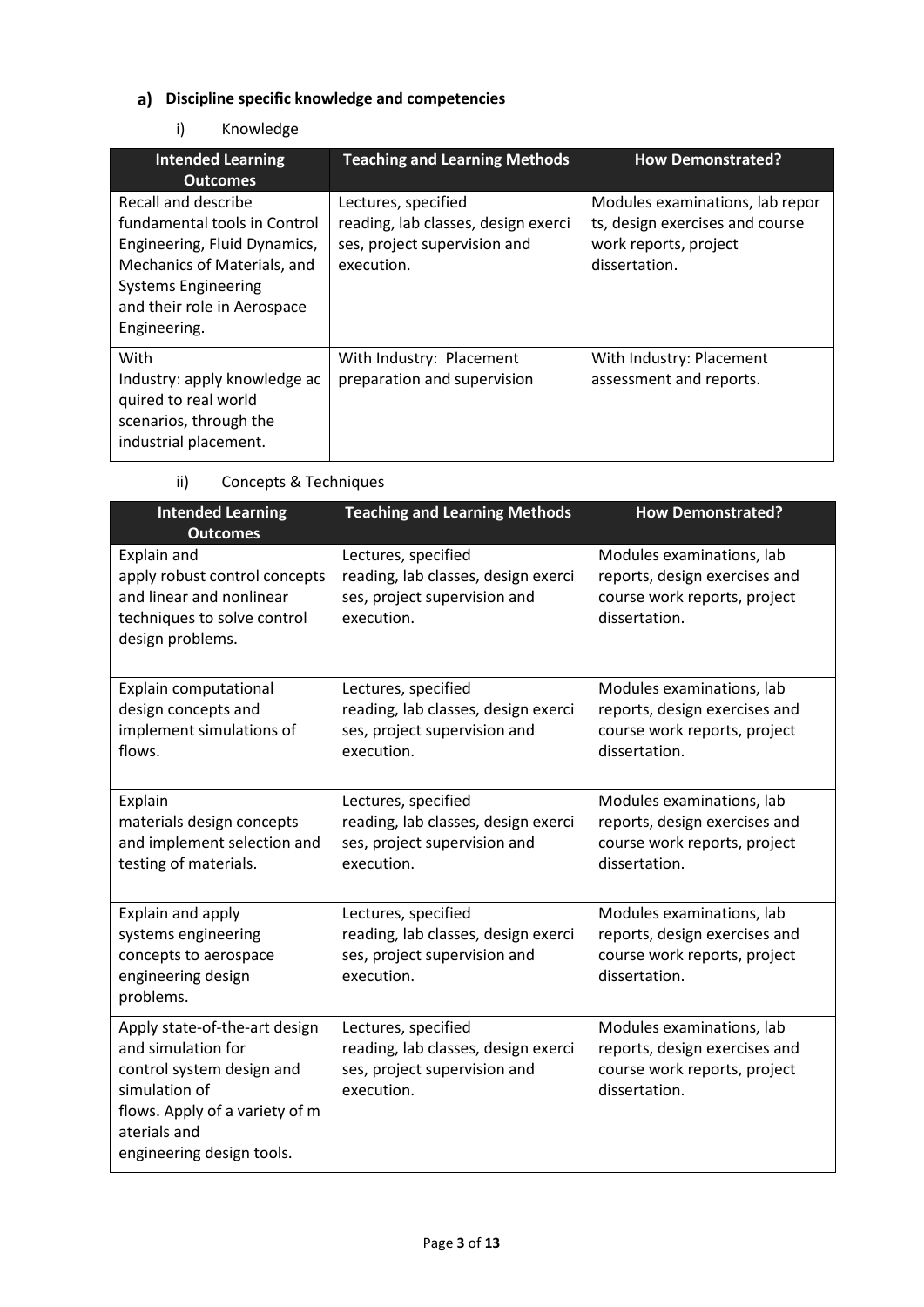### a) Discipline specific knowledge and competencies

i) Knowledge

| Intended Learning Outcomes | Teaching and Learning Methods | How Demonstrated? |
|---|---|---|
| Recall and describe fundamental tools in Control Engineering, Fluid Dynamics, Mechanics of Materials, and Systems Engineering and their role in Aerospace Engineering. | Lectures, specified reading, lab classes, design exercises, project supervision and execution. | Modules examinations, lab reports, design exercises and course work reports, project dissertation. |
| With Industry: apply knowledge acquired to real world scenarios, through the industrial placement. | With Industry: Placement preparation and supervision | With Industry: Placement assessment and reports. |

ii) Concepts & Techniques

| Intended Learning Outcomes | Teaching and Learning Methods | How Demonstrated? |
|---|---|---|
| Explain and apply robust control concepts and linear and nonlinear techniques to solve control design problems. | Lectures, specified reading, lab classes, design exercises, project supervision and execution. | Modules examinations, lab reports, design exercises and course work reports, project dissertation. |
| Explain computational design concepts and implement simulations of flows. | Lectures, specified reading, lab classes, design exercises, project supervision and execution. | Modules examinations, lab reports, design exercises and course work reports, project dissertation. |
| Explain materials design concepts and implement selection and testing of materials. | Lectures, specified reading, lab classes, design exercises, project supervision and execution. | Modules examinations, lab reports, design exercises and course work reports, project dissertation. |
| Explain and apply systems engineering concepts to aerospace engineering design problems. | Lectures, specified reading, lab classes, design exercises, project supervision and execution. | Modules examinations, lab reports, design exercises and course work reports, project dissertation. |
| Apply state-of-the-art design and simulation for control system design and simulation of flows. Apply of a variety of materials and engineering design tools. | Lectures, specified reading, lab classes, design exercises, project supervision and execution. | Modules examinations, lab reports, design exercises and course work reports, project dissertation. |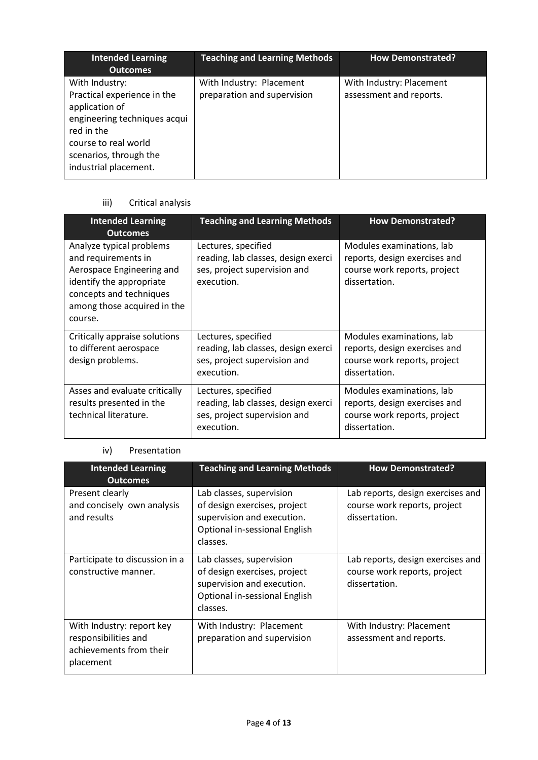| Intended Learning Outcomes | Teaching and Learning Methods | How Demonstrated? |
|---|---|---|
| With Industry: Practical experience in the application of engineering techniques acquired in the course to real world scenarios, through the industrial placement. | With Industry: Placement preparation and supervision | With Industry: Placement assessment and reports. |

iii) Critical analysis

| Intended Learning Outcomes | Teaching and Learning Methods | How Demonstrated? |
|---|---|---|
| Analyze typical problems and requirements in Aerospace Engineering and identify the appropriate concepts and techniques among those acquired in the course. | Lectures, specified reading, lab classes, design exercises, project supervision and execution. | Modules examinations, lab reports, design exercises and course work reports, project dissertation. |
| Critically appraise solutions to different aerospace design problems. | Lectures, specified reading, lab classes, design exercises, project supervision and execution. | Modules examinations, lab reports, design exercises and course work reports, project dissertation. |
| Asses and evaluate critically results presented in the technical literature. | Lectures, specified reading, lab classes, design exercises, project supervision and execution. | Modules examinations, lab reports, design exercises and course work reports, project dissertation. |

iv) Presentation

| Intended Learning Outcomes | Teaching and Learning Methods | How Demonstrated? |
|---|---|---|
| Present clearly and concisely own analysis and results | Lab classes, supervision of design exercises, project supervision and execution. Optional in-sessional English classes. | Lab reports, design exercises and course work reports, project dissertation. |
| Participate to discussion in a constructive manner. | Lab classes, supervision of design exercises, project supervision and execution. Optional in-sessional English classes. | Lab reports, design exercises and course work reports, project dissertation. |
| With Industry: report key responsibilities and achievements from their placement | With Industry: Placement preparation and supervision | With Industry: Placement assessment and reports. |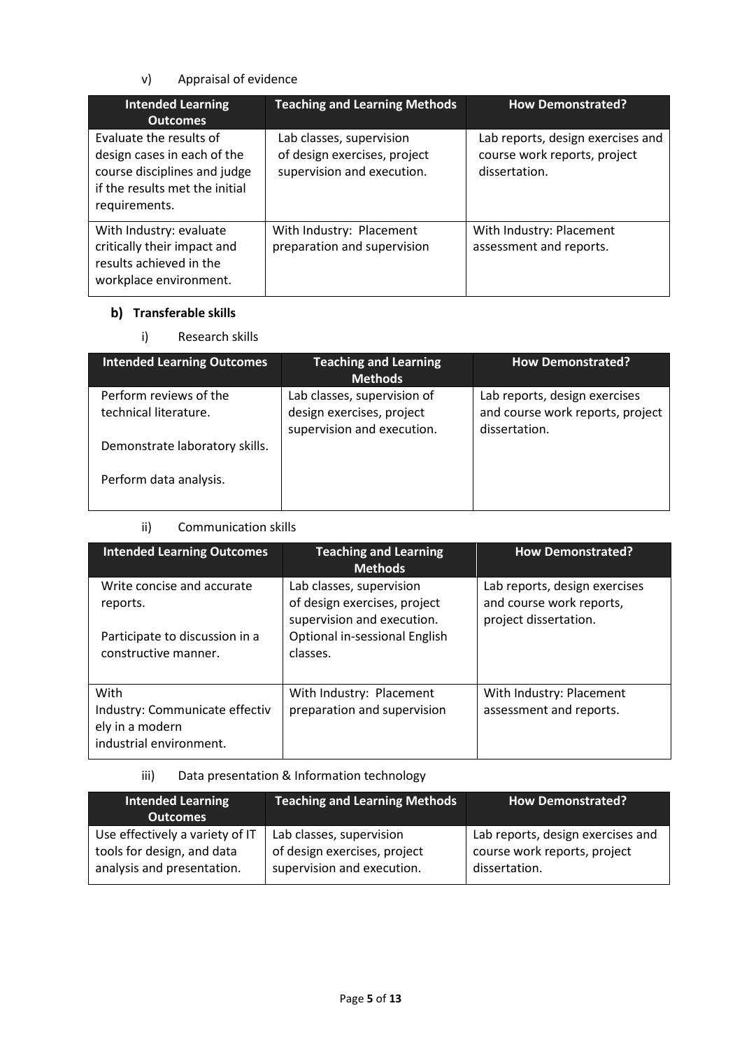v) Appraisal of evidence

| Intended Learning Outcomes | Teaching and Learning Methods | How Demonstrated? |
|---|---|---|
| Evaluate the results of design cases in each of the course disciplines and judge if the results met the initial requirements. | Lab classes, supervision of design exercises, project supervision and execution. | Lab reports, design exercises and course work reports, project dissertation. |
| With Industry: evaluate critically their impact and results achieved in the workplace environment. | With Industry: Placement preparation and supervision | With Industry: Placement assessment and reports. |

## b) Transferable skills

i) Research skills

| Intended Learning Outcomes | Teaching and Learning Methods | How Demonstrated? |
|---|---|---|
| Perform reviews of the technical literature.<br><br>Demonstrate laboratory skills.<br><br>Perform data analysis. | Lab classes, supervision of design exercises, project supervision and execution. | Lab reports, design exercises and course work reports, project dissertation. |

ii) Communication skills

| Intended Learning Outcomes | Teaching and Learning Methods | How Demonstrated? |
|---|---|---|
| Write concise and accurate reports.<br><br>Participate to discussion in a constructive manner. | Lab classes, supervision of design exercises, project supervision and execution. Optional in-sessional English classes. | Lab reports, design exercises and course work reports, project dissertation. |
| With Industry: Communicate effectively in a modern industrial environment. | With Industry: Placement preparation and supervision | With Industry: Placement assessment and reports. |

iii) Data presentation & Information technology

| Intended Learning Outcomes | Teaching and Learning Methods | How Demonstrated? |
|---|---|---|
| Use effectively a variety of IT tools for design, and data analysis and presentation. | Lab classes, supervision of design exercises, project supervision and execution. | Lab reports, design exercises and course work reports, project dissertation. |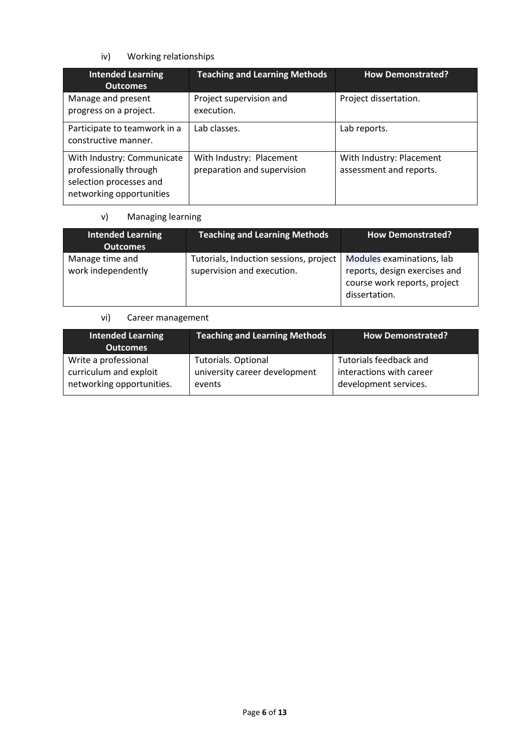iv) Working relationships

| Intended Learning Outcomes | Teaching and Learning Methods | How Demonstrated? |
| --- | --- | --- |
| Manage and present progress on a project. | Project supervision and execution. | Project dissertation. |
| Participate to teamwork in a constructive manner. | Lab classes. | Lab reports. |
| With Industry: Communicate professionally through selection processes and networking opportunities | With Industry: Placement preparation and supervision | With Industry: Placement assessment and reports. |

v) Managing learning

| Intended Learning Outcomes | Teaching and Learning Methods | How Demonstrated? |
| --- | --- | --- |
| Manage time and work independently | Tutorials, Induction sessions, project supervision and execution. | Modules examinations, lab reports, design exercises and course work reports, project dissertation. |

vi) Career management

| Intended Learning Outcomes | Teaching and Learning Methods | How Demonstrated? |
| --- | --- | --- |
| Write a professional curriculum and exploit networking opportunities. | Tutorials. Optional university career development events | Tutorials feedback and interactions with career development services. |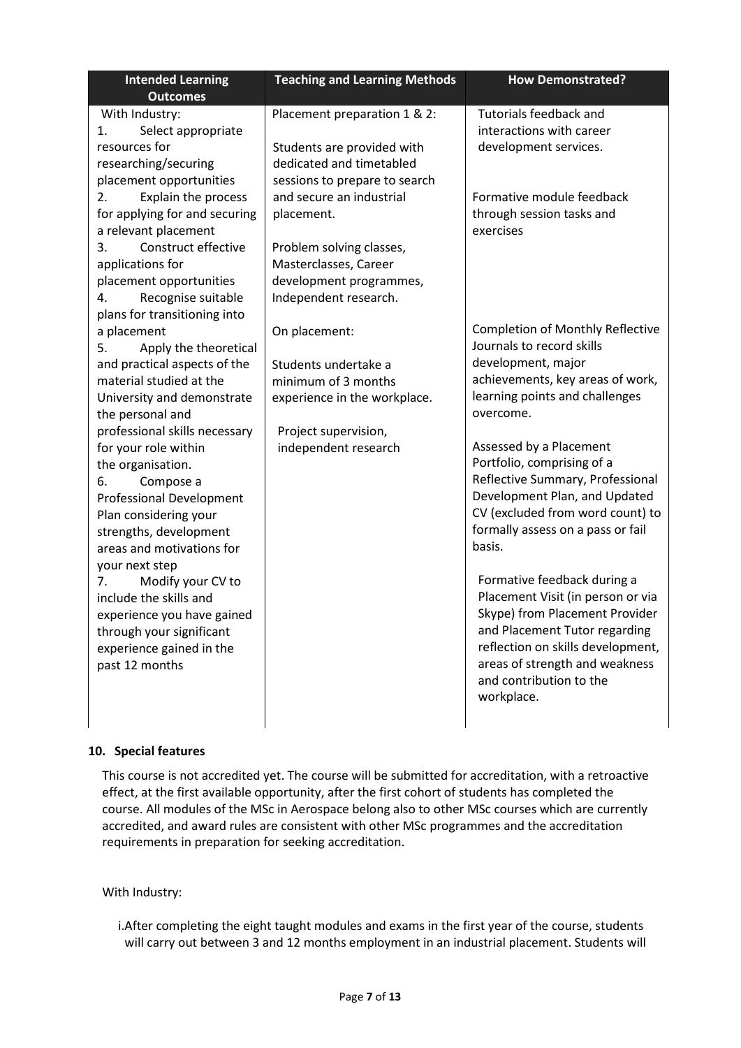| Intended Learning Outcomes | Teaching and Learning Methods | How Demonstrated? |
|---|---|---|
| With Industry:<br>1. Select appropriate resources for researching/securing placement opportunities<br>2. Explain the process for applying for and securing a relevant placement<br>3. Construct effective applications for placement opportunities<br>4. Recognise suitable plans for transitioning into a placement<br>5. Apply the theoretical and practical aspects of the material studied at the University and demonstrate the personal and professional skills necessary for your role within the organisation.<br>6. Compose a Professional Development Plan considering your strengths, development areas and motivations for your next step<br>7. Modify your CV to include the skills and experience you have gained through your significant experience gained in the past 12 months | Placement preparation 1 & 2:<br><br>Students are provided with dedicated and timetabled sessions to prepare to search and secure an industrial placement.<br><br>Problem solving classes, Masterclasses, Career development programmes, Independent research.<br><br>On placement:<br><br>Students undertake a minimum of 3 months experience in the workplace.<br><br>Project supervision, independent research | Tutorials feedback and interactions with career development services.<br><br>Formative module feedback through session tasks and exercises<br><br>Completion of Monthly Reflective Journals to record skills development, major achievements, key areas of work, learning points and challenges overcome.<br><br>Assessed by a Placement Portfolio, comprising of a Reflective Summary, Professional Development Plan, and Updated CV (excluded from word count) to formally assess on a pass or fail basis.<br><br>Formative feedback during a Placement Visit (in person or via Skype) from Placement Provider and Placement Tutor regarding reflection on skills development, areas of strength and weakness and contribution to the workplace. |

**10. Special features**

This course is not accredited yet. The course will be submitted for accreditation, with a retroactive effect, at the first available opportunity, after the first cohort of students has completed the course. All modules of the MSc in Aerospace belong also to other MSc courses which are currently accredited, and award rules are consistent with other MSc programmes and the accreditation requirements in preparation for seeking accreditation.

With Industry:

i. After completing the eight taught modules and exams in the first year of the course, students will carry out between 3 and 12 months employment in an industrial placement. Students will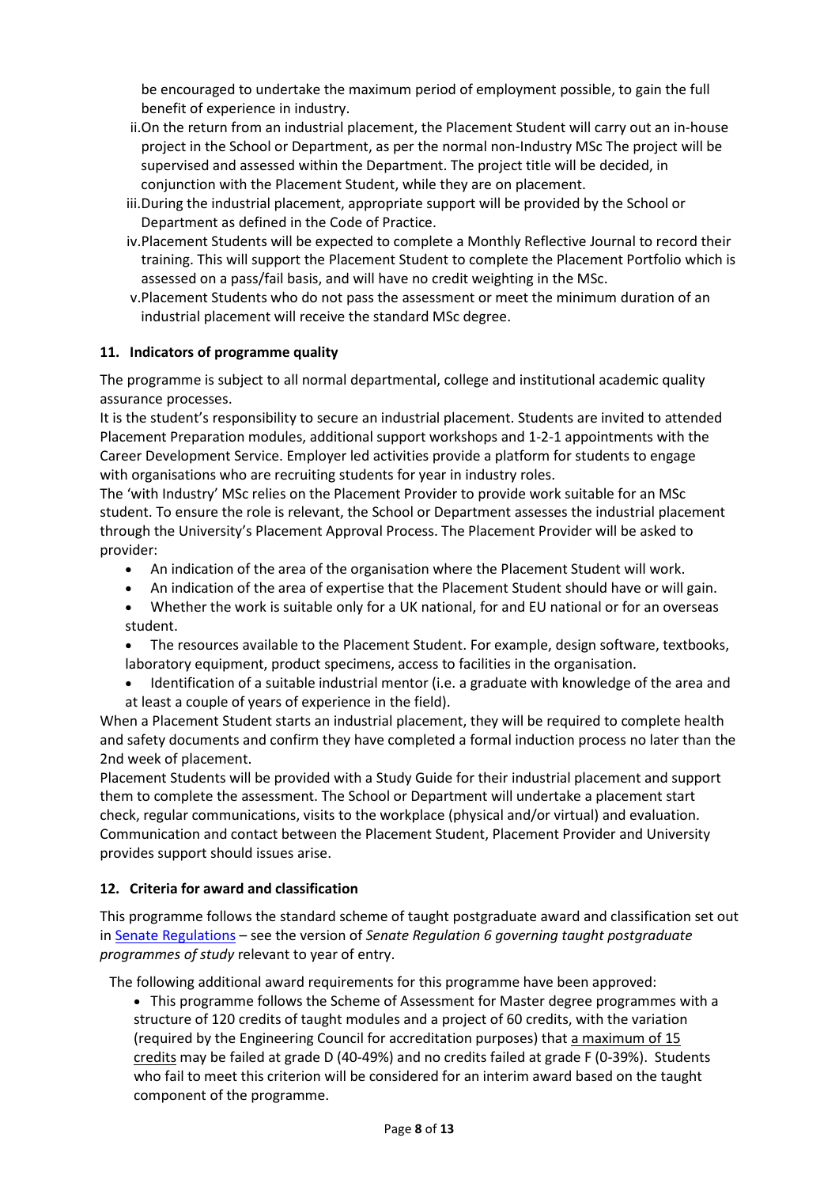be encouraged to undertake the maximum period of employment possible, to gain the full benefit of experience in industry.

ii. On the return from an industrial placement, the Placement Student will carry out an in-house project in the School or Department, as per the normal non-Industry MSc The project will be supervised and assessed within the Department. The project title will be decided, in conjunction with the Placement Student, while they are on placement.

iii. During the industrial placement, appropriate support will be provided by the School or Department as defined in the Code of Practice.

iv. Placement Students will be expected to complete a Monthly Reflective Journal to record their training. This will support the Placement Student to complete the Placement Portfolio which is assessed on a pass/fail basis, and will have no credit weighting in the MSc.

v. Placement Students who do not pass the assessment or meet the minimum duration of an industrial placement will receive the standard MSc degree.

### 11. Indicators of programme quality

The programme is subject to all normal departmental, college and institutional academic quality assurance processes.

It is the student's responsibility to secure an industrial placement. Students are invited to attended Placement Preparation modules, additional support workshops and 1-2-1 appointments with the Career Development Service. Employer led activities provide a platform for students to engage with organisations who are recruiting students for year in industry roles.

The 'with Industry' MSc relies on the Placement Provider to provide work suitable for an MSc student. To ensure the role is relevant, the School or Department assesses the industrial placement through the University's Placement Approval Process. The Placement Provider will be asked to provider:

- An indication of the area of the organisation where the Placement Student will work.
- An indication of the area of expertise that the Placement Student should have or will gain.
- Whether the work is suitable only for a UK national, for and EU national or for an overseas student.
- The resources available to the Placement Student. For example, design software, textbooks, laboratory equipment, product specimens, access to facilities in the organisation.
- Identification of a suitable industrial mentor (i.e. a graduate with knowledge of the area and at least a couple of years of experience in the field).

When a Placement Student starts an industrial placement, they will be required to complete health and safety documents and confirm they have completed a formal induction process no later than the 2nd week of placement.

Placement Students will be provided with a Study Guide for their industrial placement and support them to complete the assessment. The School or Department will undertake a placement start check, regular communications, visits to the workplace (physical and/or virtual) and evaluation. Communication and contact between the Placement Student, Placement Provider and University provides support should issues arise.

### 12. Criteria for award and classification

This programme follows the standard scheme of taught postgraduate award and classification set out in Senate Regulations – see the version of *Senate Regulation 6 governing taught postgraduate programmes of study* relevant to year of entry.

The following additional award requirements for this programme have been approved:

- This programme follows the Scheme of Assessment for Master degree programmes with a structure of 120 credits of taught modules and a project of 60 credits, with the variation (required by the Engineering Council for accreditation purposes) that a maximum of 15 credits may be failed at grade D (40-49%) and no credits failed at grade F (0-39%). Students who fail to meet this criterion will be considered for an interim award based on the taught component of the programme.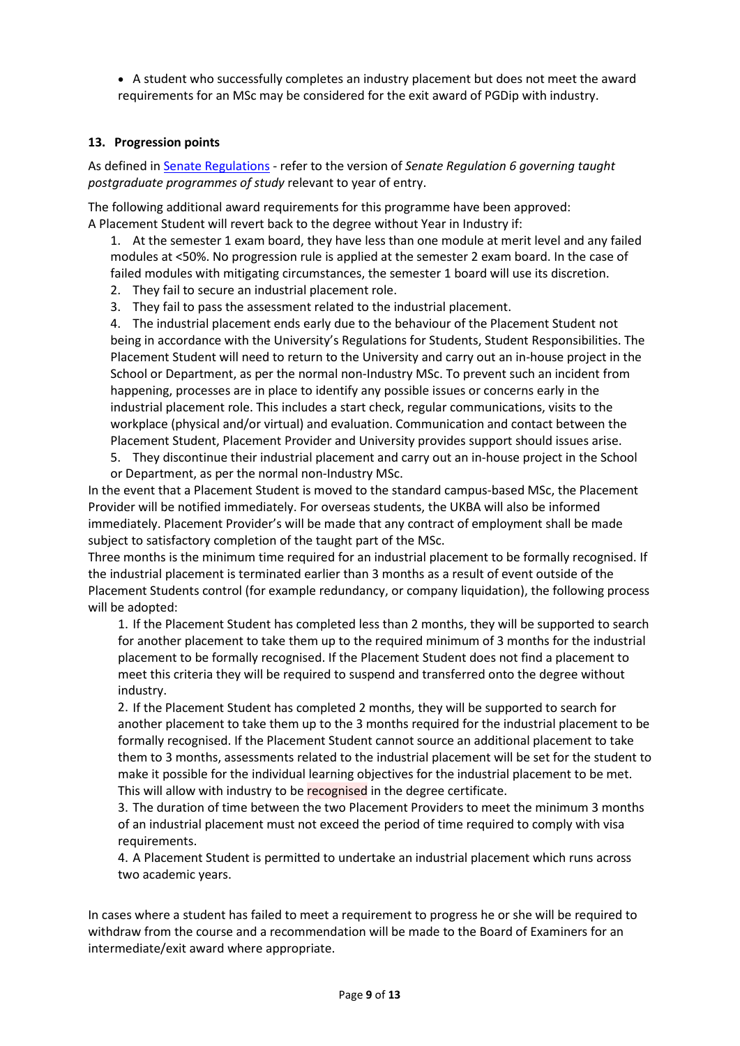- A student who successfully completes an industry placement but does not meet the award requirements for an MSc may be considered for the exit award of PGDip with industry.

### 13. Progression points

As defined in Senate Regulations - refer to the version of *Senate Regulation 6 governing taught postgraduate programmes of study* relevant to year of entry.

The following additional award requirements for this programme have been approved:
A Placement Student will revert back to the degree without Year in Industry if:

1. At the semester 1 exam board, they have less than one module at merit level and any failed modules at <50%. No progression rule is applied at the semester 2 exam board. In the case of failed modules with mitigating circumstances, the semester 1 board will use its discretion.
2. They fail to secure an industrial placement role.
3. They fail to pass the assessment related to the industrial placement.
4. The industrial placement ends early due to the behaviour of the Placement Student not being in accordance with the University's Regulations for Students, Student Responsibilities. The Placement Student will need to return to the University and carry out an in-house project in the School or Department, as per the normal non-Industry MSc. To prevent such an incident from happening, processes are in place to identify any possible issues or concerns early in the industrial placement role. This includes a start check, regular communications, visits to the workplace (physical and/or virtual) and evaluation. Communication and contact between the Placement Student, Placement Provider and University provides support should issues arise.
5. They discontinue their industrial placement and carry out an in-house project in the School or Department, as per the normal non-Industry MSc.

In the event that a Placement Student is moved to the standard campus-based MSc, the Placement Provider will be notified immediately. For overseas students, the UKBA will also be informed immediately. Placement Provider's will be made that any contract of employment shall be made subject to satisfactory completion of the taught part of the MSc.

Three months is the minimum time required for an industrial placement to be formally recognised. If the industrial placement is terminated earlier than 3 months as a result of event outside of the Placement Students control (for example redundancy, or company liquidation), the following process will be adopted:

1. If the Placement Student has completed less than 2 months, they will be supported to search for another placement to take them up to the required minimum of 3 months for the industrial placement to be formally recognised. If the Placement Student does not find a placement to meet this criteria they will be required to suspend and transferred onto the degree without industry.
2. If the Placement Student has completed 2 months, they will be supported to search for another placement to take them up to the 3 months required for the industrial placement to be formally recognised. If the Placement Student cannot source an additional placement to take them to 3 months, assessments related to the industrial placement will be set for the student to make it possible for the individual learning objectives for the industrial placement to be met. This will allow with industry to be recognised in the degree certificate.
3. The duration of time between the two Placement Providers to meet the minimum 3 months of an industrial placement must not exceed the period of time required to comply with visa requirements.
4. A Placement Student is permitted to undertake an industrial placement which runs across two academic years.

In cases where a student has failed to meet a requirement to progress he or she will be required to withdraw from the course and a recommendation will be made to the Board of Examiners for an intermediate/exit award where appropriate.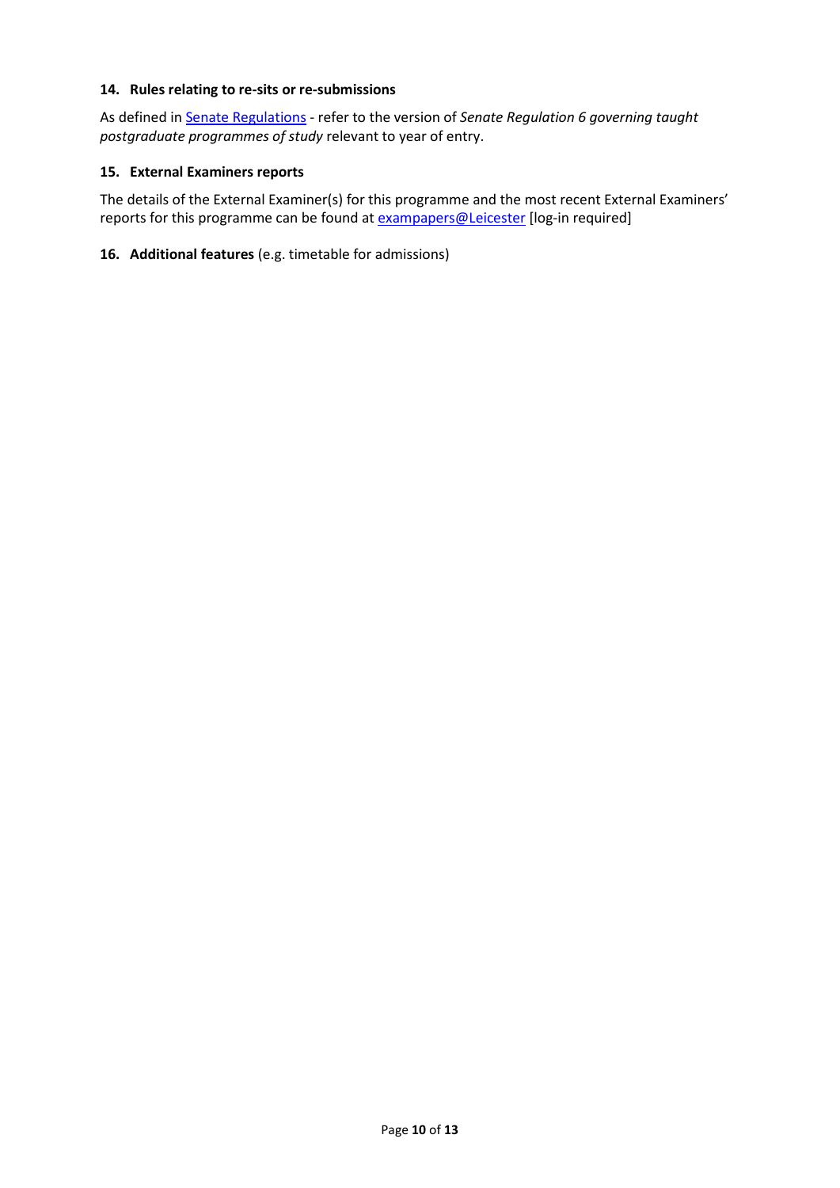### 14. Rules relating to re-sits or re-submissions

As defined in Senate Regulations - refer to the version of *Senate Regulation 6 governing taught postgraduate programmes of study* relevant to year of entry.

### 15. External Examiners reports

The details of the External Examiner(s) for this programme and the most recent External Examiners' reports for this programme can be found at exampapers@Leicester [log-in required]

### 16. **Additional features** (e.g. timetable for admissions)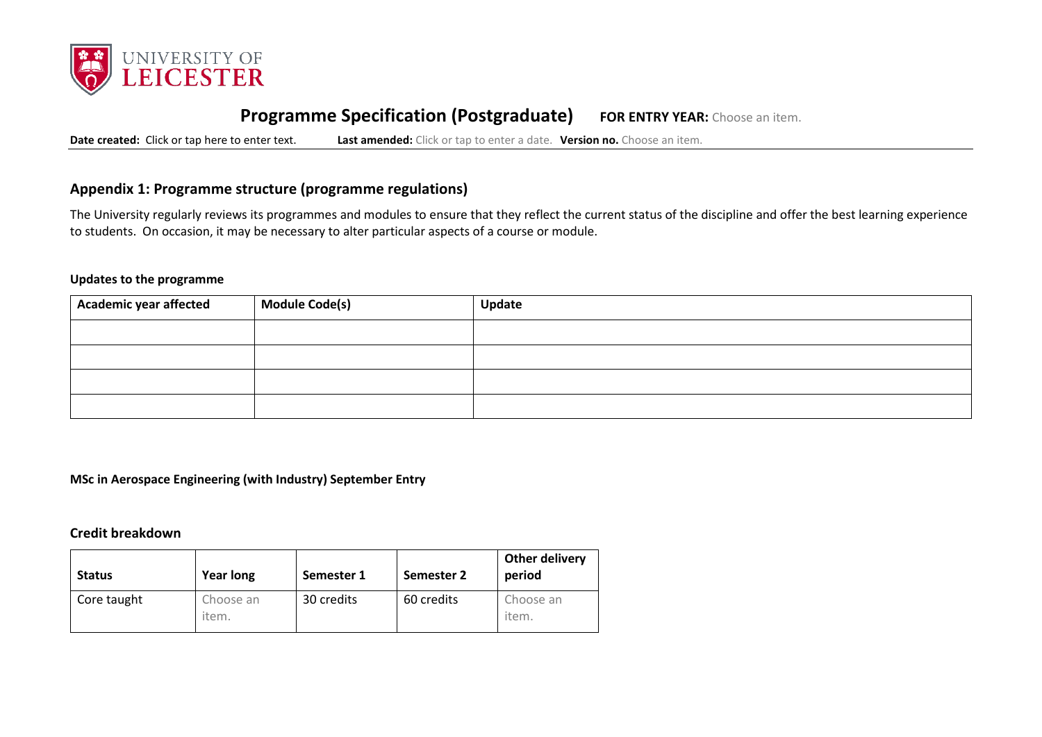# Programme Specification (Postgraduate)

**FOR ENTRY YEAR:** Choose an item.

**Date created:** Click or tap here to enter text. **Last amended:** Click or tap to enter a date. **Version no.** Choose an item.

## Appendix 1: Programme structure (programme regulations)

The University regularly reviews its programmes and modules to ensure that they reflect the current status of the discipline and offer the best learning experience to students. On occasion, it may be necessary to alter particular aspects of a course or module.

### Updates to the programme

| Academic year affected | Module Code(s) | Update |
|---|---|---|
| | | |
| | | |
| | | |
| | | |

**MSc in Aerospace Engineering (with Industry) September Entry**

### Credit breakdown

| Status | Year long | Semester 1 | Semester 2 | Other delivery period |
|---|---|---|---|---|
| Core taught | Choose an item. | 30 credits | 60 credits | Choose an item. |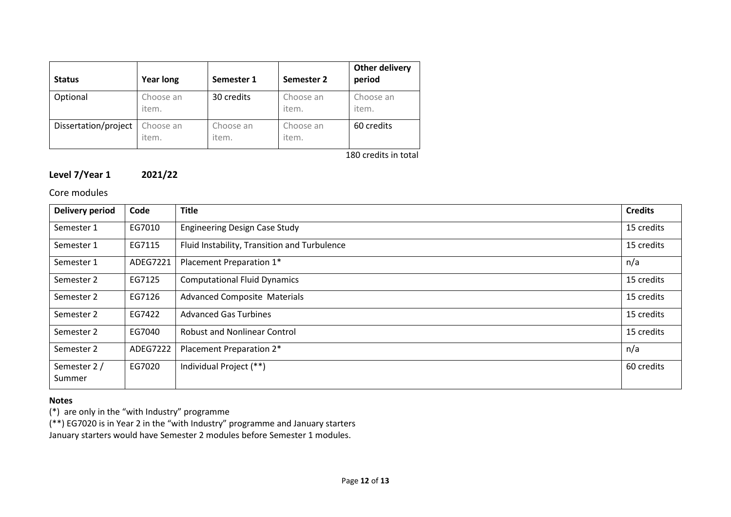| Status | Year long | Semester 1 | Semester 2 | Other delivery period |
|---|---|---|---|---|
| Optional | Choose an item. | 30 credits | Choose an item. | Choose an item. |
| Dissertation/project | Choose an item. | Choose an item. | Choose an item. | 60 credits |

180 credits in total

### Level 7/Year 1 2021/22

Core modules

| Delivery period | Code | Title | Credits |
|---|---|---|---|
| Semester 1 | EG7010 | Engineering Design Case Study | 15 credits |
| Semester 1 | EG7115 | Fluid Instability, Transition and Turbulence | 15 credits |
| Semester 1 | ADEG7221 | Placement Preparation 1* | n/a |
| Semester 2 | EG7125 | Computational Fluid Dynamics | 15 credits |
| Semester 2 | EG7126 | Advanced Composite Materials | 15 credits |
| Semester 2 | EG7422 | Advanced Gas Turbines | 15 credits |
| Semester 2 | EG7040 | Robust and Nonlinear Control | 15 credits |
| Semester 2 | ADEG7222 | Placement Preparation 2* | n/a |
| Semester 2 / Summer | EG7020 | Individual Project (**) | 60 credits |

**Notes**

(*) are only in the "with Industry" programme

(**) EG7020 is in Year 2 in the "with Industry" programme and January starters

January starters would have Semester 2 modules before Semester 1 modules.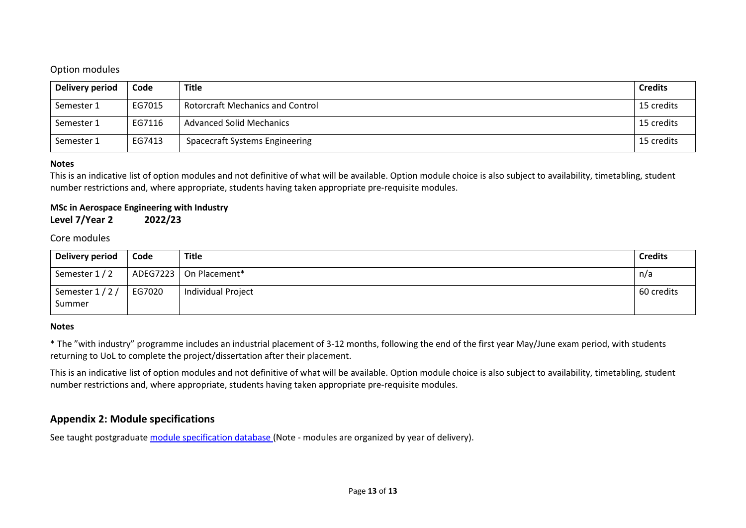Option modules

| Delivery period | Code | Title | Credits |
|---|---|---|---|
| Semester 1 | EG7015 | Rotorcraft Mechanics and Control | 15 credits |
| Semester 1 | EG7116 | Advanced Solid Mechanics | 15 credits |
| Semester 1 | EG7413 | Spacecraft Systems Engineering | 15 credits |

**Notes**

This is an indicative list of option modules and not definitive of what will be available. Option module choice is also subject to availability, timetabling, student number restrictions and, where appropriate, students having taken appropriate pre-requisite modules.

**MSc in Aerospace Engineering with Industry**

**Level 7/Year 2 2022/23**

Core modules

| Delivery period | Code | Title | Credits |
|---|---|---|---|
| Semester 1 / 2 | ADEG7223 | On Placement* | n/a |
| Semester 1 / 2 / Summer | EG7020 | Individual Project | 60 credits |

**Notes**

* The "with industry" programme includes an industrial placement of 3-12 months, following the end of the first year May/June exam period, with students returning to UoL to complete the project/dissertation after their placement.

This is an indicative list of option modules and not definitive of what will be available. Option module choice is also subject to availability, timetabling, student number restrictions and, where appropriate, students having taken appropriate pre-requisite modules.

## Appendix 2: Module specifications

See taught postgraduate module specification database (Note - modules are organized by year of delivery).